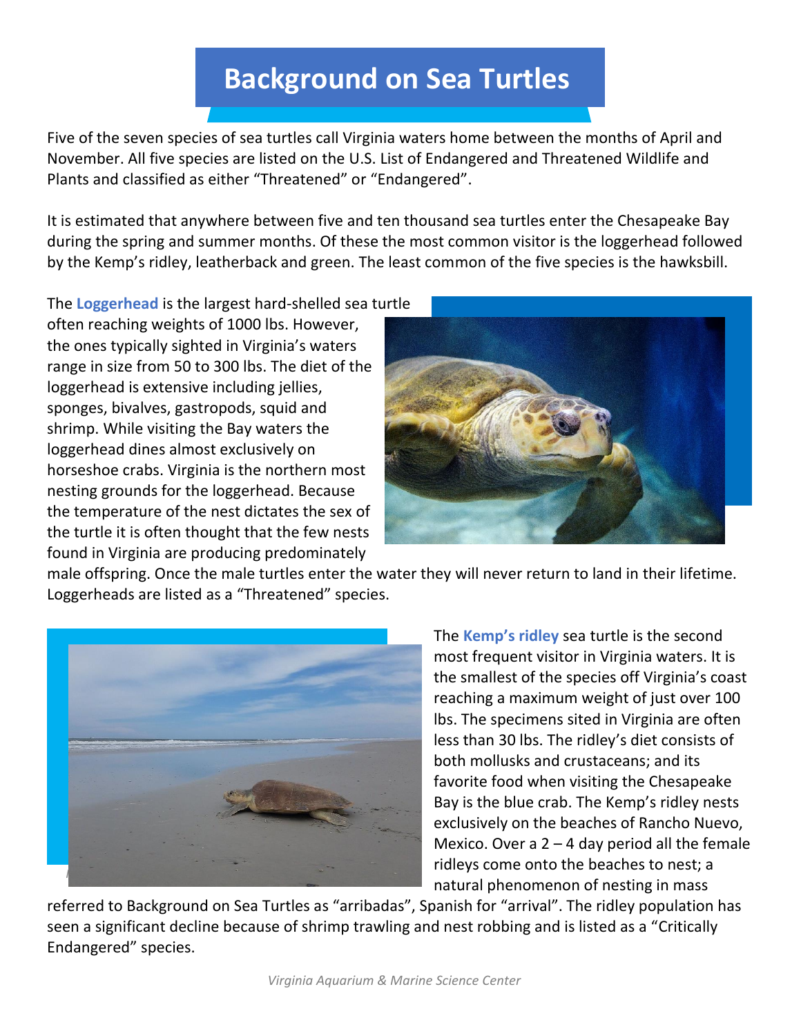# Background on Sea Turtles

Five of the seven species of sea turtles call Virginia waters home between the months of April and November. All five species are listed on the U.S. List of Endangered and Threatened Wildlife and Plants and classified as either "Threatened" or "Endangered".

It is estimated that anywhere between five and ten thousand sea turtles enter the Chesapeake Bay during the spring and summer months. Of these the most common visitor is the loggerhead followed by the Kemp's ridley, leatherback and green. The least common of the five species is the hawksbill.

The **Loggerhead** is the largest hard-shelled sea turtle often reaching weights of 1000 lbs. However, the ones typically sighted in Virginia's waters range in size from 50 to 300 lbs. The diet of the loggerhead is extensive including jellies, sponges, bivalves, gastropods, squid and shrimp. While visiting the Bay waters the loggerhead dines almost exclusively on horseshoe crabs. Virginia is the northern most nesting grounds for the loggerhead. Because the temperature of the nest dictates the sex of the turtle it is often thought that the few nests found in Virginia are producing predominately male offspring. Once the male turtles enter the water they will never return to land in their lifetime. Loggerheads are listed as a "Threatened" species.

The **Kemp's ridley** sea turtle is the second most frequent visitor in Virginia waters. It is the smallest of the species off Virginia's coast reaching a maximum weight of just over 100 lbs. The specimens sited in Virginia are often less than 30 lbs. The ridley's diet consists of both mollusks and crustaceans; and its favorite food when visiting the Chesapeake Bay is the blue crab. The Kemp's ridley nests exclusively on the beaches of Rancho Nuevo, Mexico. Over a 2 – 4 day period all the female ridleys come onto the beaches to nest; a natural phenomenon of nesting in mass referred to Background on Sea Turtles as "arribadas", Spanish for "arrival". The ridley population has seen a significant decline because of shrimp trawling and nest robbing and is listed as a "Critically Endangered" species.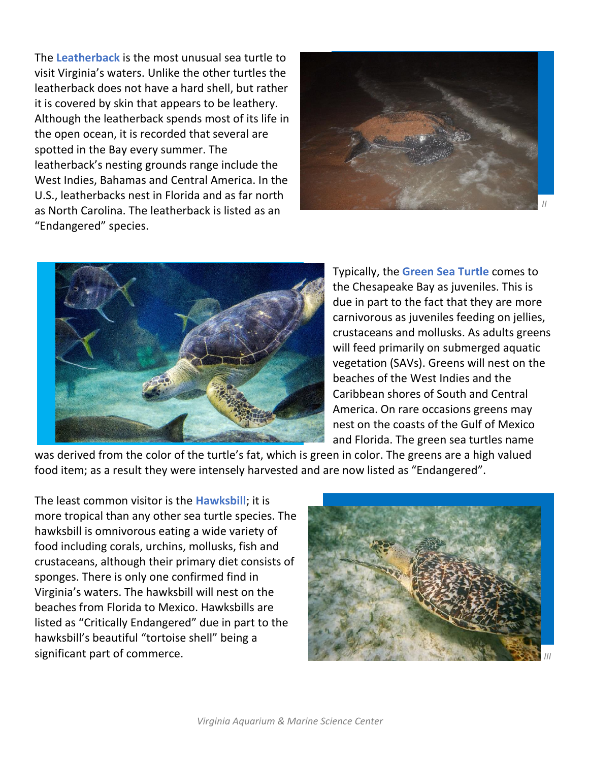The **Leatherback** is the most unusual sea turtle to visit Virginia's waters. Unlike the other turtles the leatherback does not have a hard shell, but rather it is covered by skin that appears to be leathery. Although the leatherback spends most of its life in the open ocean, it is recorded that several are spotted in the Bay every summer. The leatherback's nesting grounds range include the West Indies, Bahamas and Central America. In the U.S., leatherbacks nest in Florida and as far north as North Carolina. The leatherback is listed as an "Endangered" species.

*II*

Typically, the **Green Sea Turtle** comes to the Chesapeake Bay as juveniles. This is due in part to the fact that they are more carnivorous as juveniles feeding on jellies, crustaceans and mollusks. As adults greens will feed primarily on submerged aquatic vegetation (SAVs). Greens will nest on the beaches of the West Indies and the Caribbean shores of South and Central America. On rare occasions greens may nest on the coasts of the Gulf of Mexico and Florida. The green sea turtles name was derived from the color of the turtle's fat, which is green in color. The greens are a high valued food item; as a result they were intensely harvested and are now listed as "Endangered".

The least common visitor is the **Hawksbill**; it is more tropical than any other sea turtle species. The hawksbill is omnivorous eating a wide variety of food including corals, urchins, mollusks, fish and crustaceans, although their primary diet consists of sponges. There is only one confirmed find in Virginia's waters. The hawksbill will nest on the beaches from Florida to Mexico. Hawksbills are listed as "Critically Endangered" due in part to the hawksbill's beautiful "tortoise shell" being a significant part of commerce.

*III*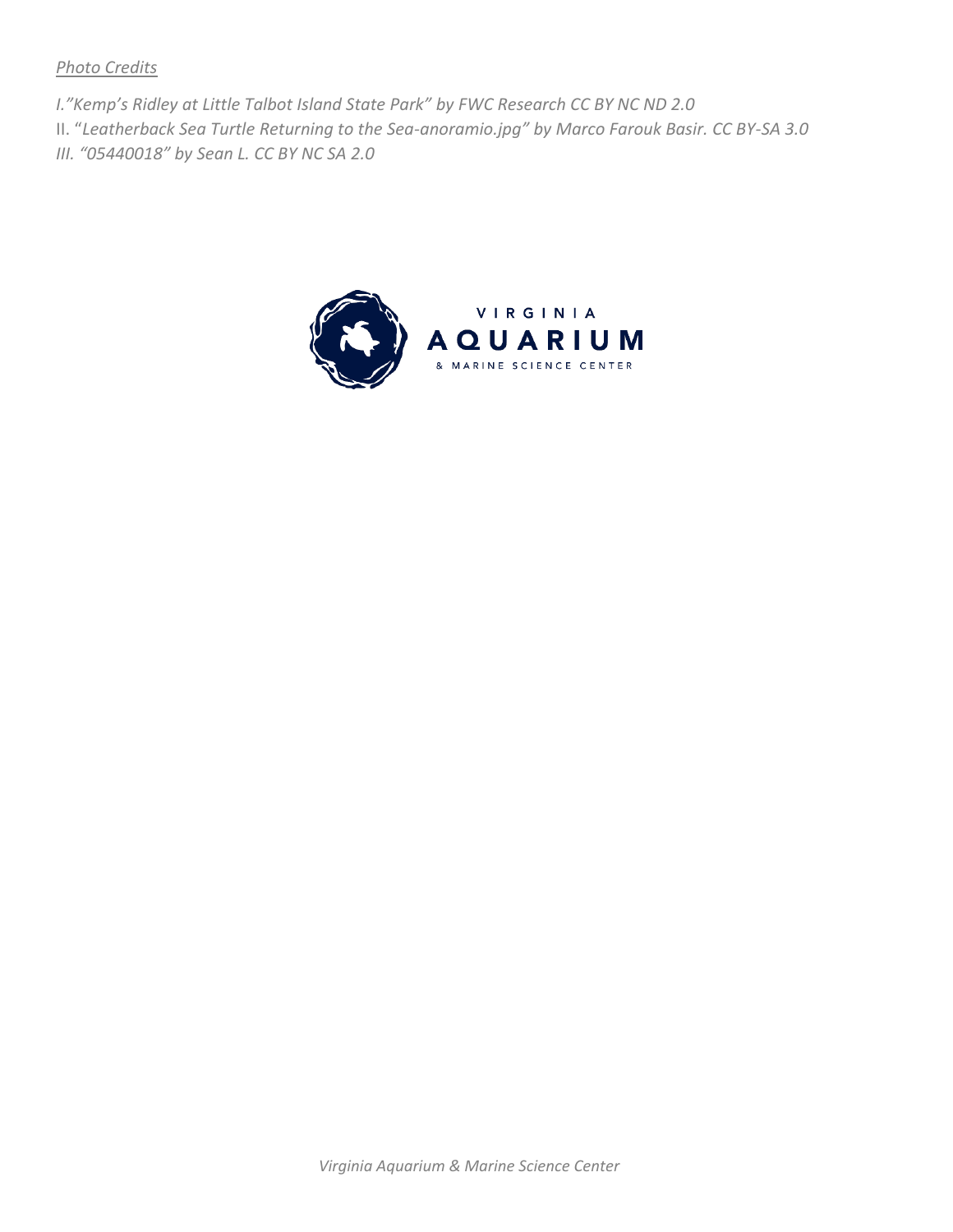*Photo Credits*

*I."Kemp's Ridley at Little Talbot Island State Park" by FWC Research CC BY NC ND 2.0*

II. "*Leatherback Sea Turtle Returning to the Sea-anoramio.jpg" by Marco Farouk Basir. CC BY-SA 3.0*

*III. "05440018" by Sean L. CC BY NC SA 2.0*

VIRGINIA AQUARIUM & MARINE SCIENCE CENTER